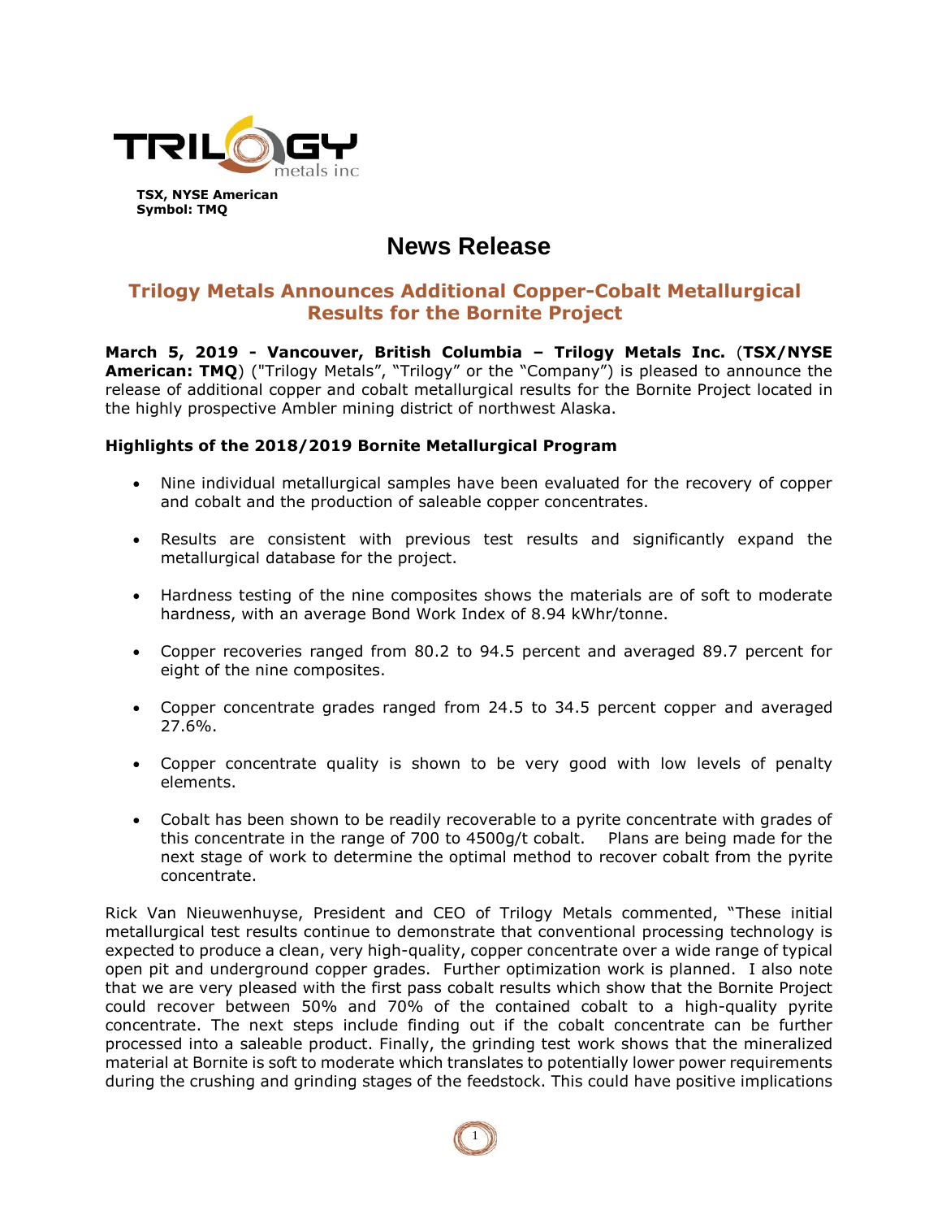TRILOGY metals inc

**TSX, NYSE American**
**Symbol: TMQ**

# News Release

## Trilogy Metals Announces Additional Copper-Cobalt Metallurgical Results for the Bornite Project

**March 5, 2019 - Vancouver, British Columbia – Trilogy Metals Inc.** (**TSX/NYSE American: TMQ**) ("Trilogy Metals", "Trilogy" or the "Company") is pleased to announce the release of additional copper and cobalt metallurgical results for the Bornite Project located in the highly prospective Ambler mining district of northwest Alaska.

### Highlights of the 2018/2019 Bornite Metallurgical Program

- Nine individual metallurgical samples have been evaluated for the recovery of copper and cobalt and the production of saleable copper concentrates.
- Results are consistent with previous test results and significantly expand the metallurgical database for the project.
- Hardness testing of the nine composites shows the materials are of soft to moderate hardness, with an average Bond Work Index of 8.94 kWhr/tonne.
- Copper recoveries ranged from 80.2 to 94.5 percent and averaged 89.7 percent for eight of the nine composites.
- Copper concentrate grades ranged from 24.5 to 34.5 percent copper and averaged 27.6%.
- Copper concentrate quality is shown to be very good with low levels of penalty elements.
- Cobalt has been shown to be readily recoverable to a pyrite concentrate with grades of this concentrate in the range of 700 to 4500g/t cobalt. Plans are being made for the next stage of work to determine the optimal method to recover cobalt from the pyrite concentrate.

Rick Van Nieuwenhuyse, President and CEO of Trilogy Metals commented, "These initial metallurgical test results continue to demonstrate that conventional processing technology is expected to produce a clean, very high-quality, copper concentrate over a wide range of typical open pit and underground copper grades. Further optimization work is planned. I also note that we are very pleased with the first pass cobalt results which show that the Bornite Project could recover between 50% and 70% of the contained cobalt to a high-quality pyrite concentrate. The next steps include finding out if the cobalt concentrate can be further processed into a saleable product. Finally, the grinding test work shows that the mineralized material at Bornite is soft to moderate which translates to potentially lower power requirements during the crushing and grinding stages of the feedstock. This could have positive implications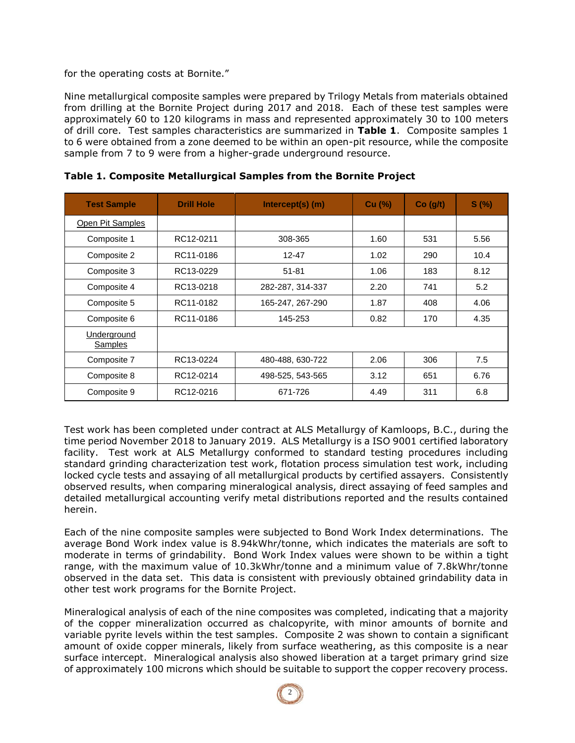for the operating costs at Bornite."

Nine metallurgical composite samples were prepared by Trilogy Metals from materials obtained from drilling at the Bornite Project during 2017 and 2018. Each of these test samples were approximately 60 to 120 kilograms in mass and represented approximately 30 to 100 meters of drill core. Test samples characteristics are summarized in **Table 1**. Composite samples 1 to 6 were obtained from a zone deemed to be within an open-pit resource, while the composite sample from 7 to 9 were from a higher-grade underground resource.

**Table 1. Composite Metallurgical Samples from the Bornite Project**

| Test Sample | Drill Hole | Intercept(s) (m) | Cu (%) | Co (g/t) | S (%) |
|---|---|---|---|---|---|
| Open Pit Samples | | | | | |
| Composite 1 | RC12-0211 | 308-365 | 1.60 | 531 | 5.56 |
| Composite 2 | RC11-0186 | 12-47 | 1.02 | 290 | 10.4 |
| Composite 3 | RC13-0229 | 51-81 | 1.06 | 183 | 8.12 |
| Composite 4 | RC13-0218 | 282-287, 314-337 | 2.20 | 741 | 5.2 |
| Composite 5 | RC11-0182 | 165-247, 267-290 | 1.87 | 408 | 4.06 |
| Composite 6 | RC11-0186 | 145-253 | 0.82 | 170 | 4.35 |
| Underground Samples | | | | | |
| Composite 7 | RC13-0224 | 480-488, 630-722 | 2.06 | 306 | 7.5 |
| Composite 8 | RC12-0214 | 498-525, 543-565 | 3.12 | 651 | 6.76 |
| Composite 9 | RC12-0216 | 671-726 | 4.49 | 311 | 6.8 |

Test work has been completed under contract at ALS Metallurgy of Kamloops, B.C., during the time period November 2018 to January 2019. ALS Metallurgy is a ISO 9001 certified laboratory facility. Test work at ALS Metallurgy conformed to standard testing procedures including standard grinding characterization test work, flotation process simulation test work, including locked cycle tests and assaying of all metallurgical products by certified assayers. Consistently observed results, when comparing mineralogical analysis, direct assaying of feed samples and detailed metallurgical accounting verify metal distributions reported and the results contained herein.

Each of the nine composite samples were subjected to Bond Work Index determinations. The average Bond Work index value is 8.94kWhr/tonne, which indicates the materials are soft to moderate in terms of grindability. Bond Work Index values were shown to be within a tight range, with the maximum value of 10.3kWhr/tonne and a minimum value of 7.8kWhr/tonne observed in the data set. This data is consistent with previously obtained grindability data in other test work programs for the Bornite Project.

Mineralogical analysis of each of the nine composites was completed, indicating that a majority of the copper mineralization occurred as chalcopyrite, with minor amounts of bornite and variable pyrite levels within the test samples. Composite 2 was shown to contain a significant amount of oxide copper minerals, likely from surface weathering, as this composite is a near surface intercept. Mineralogical analysis also showed liberation at a target primary grind size of approximately 100 microns which should be suitable to support the copper recovery process.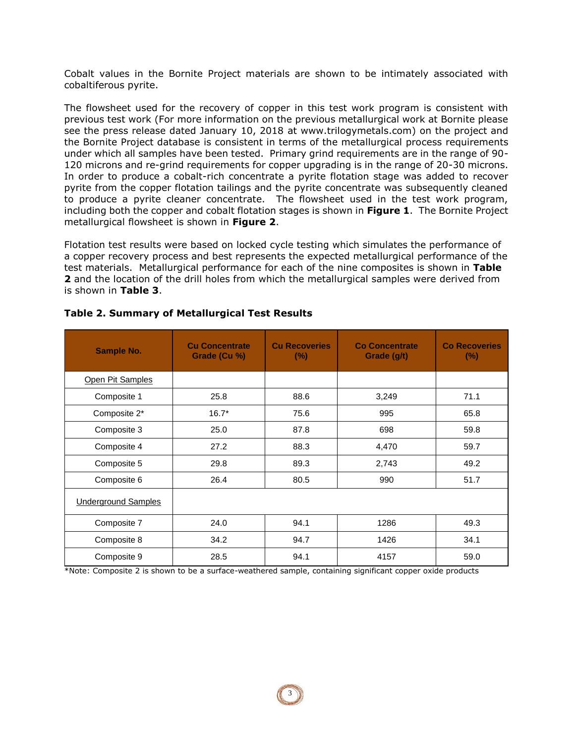Cobalt values in the Bornite Project materials are shown to be intimately associated with cobaltiferous pyrite.

The flowsheet used for the recovery of copper in this test work program is consistent with previous test work (For more information on the previous metallurgical work at Bornite please see the press release dated January 10, 2018 at www.trilogymetals.com) on the project and the Bornite Project database is consistent in terms of the metallurgical process requirements under which all samples have been tested. Primary grind requirements are in the range of 90-120 microns and re-grind requirements for copper upgrading is in the range of 20-30 microns. In order to produce a cobalt-rich concentrate a pyrite flotation stage was added to recover pyrite from the copper flotation tailings and the pyrite concentrate was subsequently cleaned to produce a pyrite cleaner concentrate. The flowsheet used in the test work program, including both the copper and cobalt flotation stages is shown in **Figure 1**. The Bornite Project metallurgical flowsheet is shown in **Figure 2**.

Flotation test results were based on locked cycle testing which simulates the performance of a copper recovery process and best represents the expected metallurgical performance of the test materials. Metallurgical performance for each of the nine composites is shown in **Table 2** and the location of the drill holes from which the metallurgical samples were derived from is shown in **Table 3**.

**Table 2. Summary of Metallurgical Test Results**

| Sample No. | Cu Concentrate Grade (Cu %) | Cu Recoveries (%) | Co Concentrate Grade (g/t) | Co Recoveries (%) |
|---|---|---|---|---|
| Open Pit Samples | | | | |
| Composite 1 | 25.8 | 88.6 | 3,249 | 71.1 |
| Composite 2* | 16.7* | 75.6 | 995 | 65.8 |
| Composite 3 | 25.0 | 87.8 | 698 | 59.8 |
| Composite 4 | 27.2 | 88.3 | 4,470 | 59.7 |
| Composite 5 | 29.8 | 89.3 | 2,743 | 49.2 |
| Composite 6 | 26.4 | 80.5 | 990 | 51.7 |
| Underground Samples | | | | |
| Composite 7 | 24.0 | 94.1 | 1286 | 49.3 |
| Composite 8 | 34.2 | 94.7 | 1426 | 34.1 |
| Composite 9 | 28.5 | 94.1 | 4157 | 59.0 |

*Note: Composite 2 is shown to be a surface-weathered sample, containing significant copper oxide products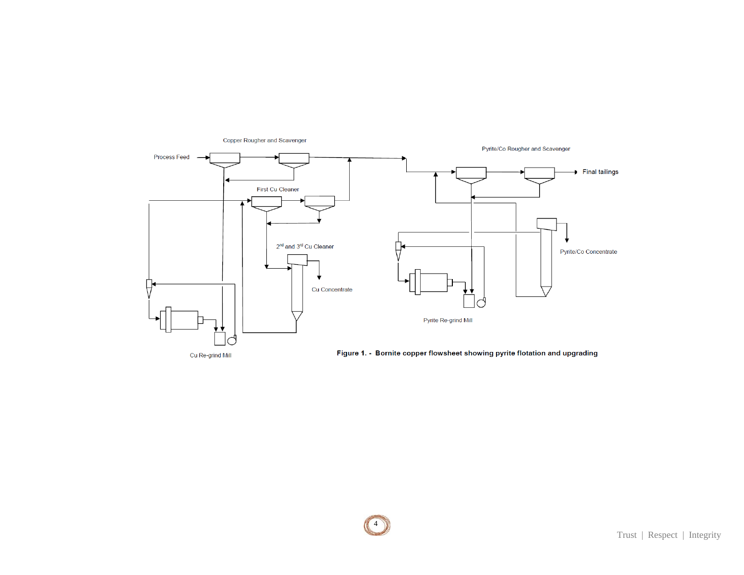Copper Rougher and Scavenger

Process Feed

Pyrite/Co Rougher and Scavenger

Final tailings

First Cu Cleaner

2nd and 3rd Cu Cleaner

Pyrite/Co Concentrate

Cu Concentrate

Pyrite Re-grind Mill

Cu Re-grind Mill

**Figure 1. - Bornite copper flowsheet showing pyrite flotation and upgrading**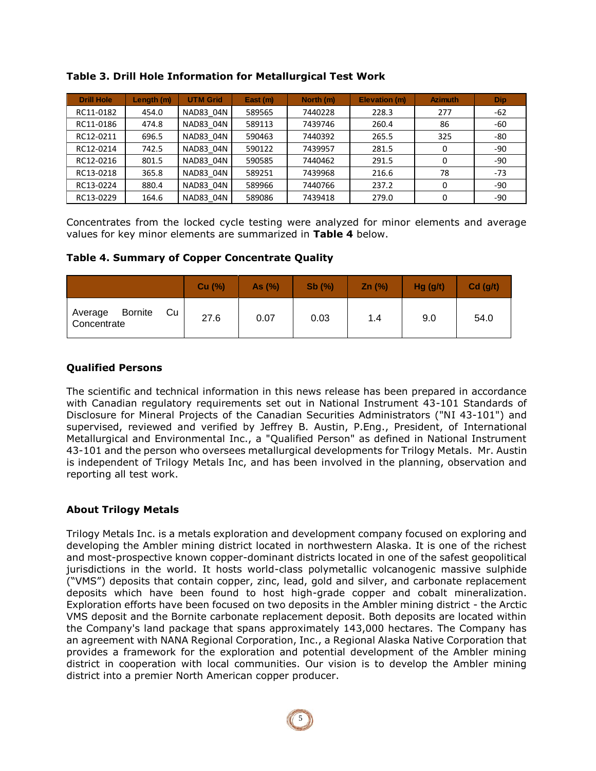**Table 3. Drill Hole Information for Metallurgical Test Work**

| Drill Hole | Length (m) | UTM Grid | East (m) | North (m) | Elevation (m) | Azimuth | Dip |
|---|---|---|---|---|---|---|---|
| RC11-0182 | 454.0 | NAD83_04N | 589565 | 7440228 | 228.3 | 277 | -62 |
| RC11-0186 | 474.8 | NAD83_04N | 589113 | 7439746 | 260.4 | 86 | -60 |
| RC12-0211 | 696.5 | NAD83_04N | 590463 | 7440392 | 265.5 | 325 | -80 |
| RC12-0214 | 742.5 | NAD83_04N | 590122 | 7439957 | 281.5 | 0 | -90 |
| RC12-0216 | 801.5 | NAD83_04N | 590585 | 7440462 | 291.5 | 0 | -90 |
| RC13-0218 | 365.8 | NAD83_04N | 589251 | 7439968 | 216.6 | 78 | -73 |
| RC13-0224 | 880.4 | NAD83_04N | 589966 | 7440766 | 237.2 | 0 | -90 |
| RC13-0229 | 164.6 | NAD83_04N | 589086 | 7439418 | 279.0 | 0 | -90 |

Concentrates from the locked cycle testing were analyzed for minor elements and average values for key minor elements are summarized in **Table 4** below.

**Table 4. Summary of Copper Concentrate Quality**

| | Cu (%) | As (%) | Sb (%) | Zn (%) | Hg (g/t) | Cd (g/t) |
|---|---|---|---|---|---|---|
| Average Bornite Cu Concentrate | 27.6 | 0.07 | 0.03 | 1.4 | 9.0 | 54.0 |

**Qualified Persons**

The scientific and technical information in this news release has been prepared in accordance with Canadian regulatory requirements set out in National Instrument 43-101 Standards of Disclosure for Mineral Projects of the Canadian Securities Administrators ("NI 43-101") and supervised, reviewed and verified by Jeffrey B. Austin, P.Eng., President, of International Metallurgical and Environmental Inc., a "Qualified Person" as defined in National Instrument 43-101 and the person who oversees metallurgical developments for Trilogy Metals. Mr. Austin is independent of Trilogy Metals Inc, and has been involved in the planning, observation and reporting all test work.

**About Trilogy Metals**

Trilogy Metals Inc. is a metals exploration and development company focused on exploring and developing the Ambler mining district located in northwestern Alaska. It is one of the richest and most-prospective known copper-dominant districts located in one of the safest geopolitical jurisdictions in the world. It hosts world-class polymetallic volcanogenic massive sulphide ("VMS") deposits that contain copper, zinc, lead, gold and silver, and carbonate replacement deposits which have been found to host high-grade copper and cobalt mineralization. Exploration efforts have been focused on two deposits in the Ambler mining district - the Arctic VMS deposit and the Bornite carbonate replacement deposit. Both deposits are located within the Company's land package that spans approximately 143,000 hectares. The Company has an agreement with NANA Regional Corporation, Inc., a Regional Alaska Native Corporation that provides a framework for the exploration and potential development of the Ambler mining district in cooperation with local communities. Our vision is to develop the Ambler mining district into a premier North American copper producer.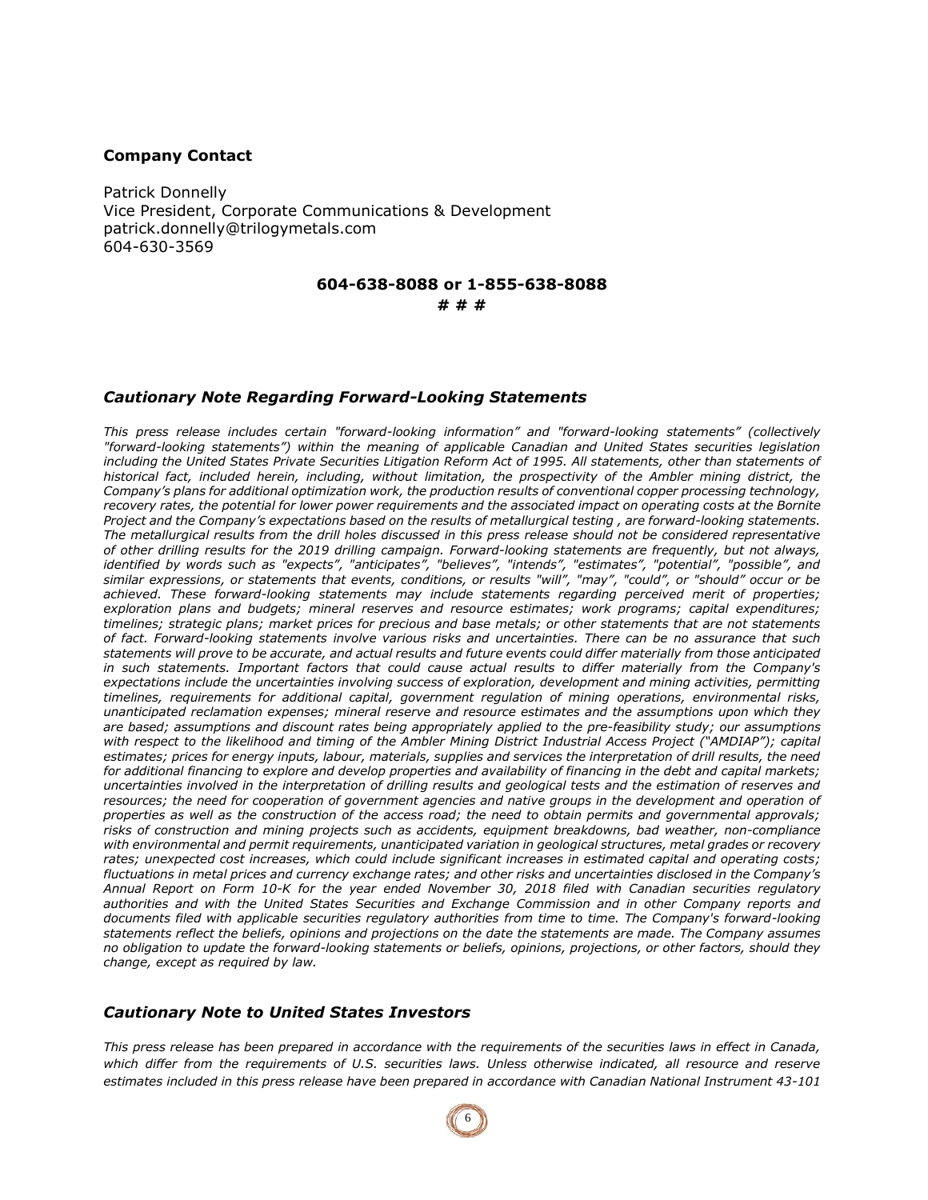**Company Contact**

Patrick Donnelly
Vice President, Corporate Communications & Development
patrick.donnelly@trilogymetals.com
604-630-3569

**604-638-8088 or 1-855-638-8088**
**# # #**

## *Cautionary Note Regarding Forward-Looking Statements*

*This press release includes certain "forward-looking information" and "forward-looking statements" (collectively "forward-looking statements") within the meaning of applicable Canadian and United States securities legislation including the United States Private Securities Litigation Reform Act of 1995. All statements, other than statements of historical fact, included herein, including, without limitation, the prospectivity of the Ambler mining district, the Company's plans for additional optimization work, the production results of conventional copper processing technology, recovery rates, the potential for lower power requirements and the associated impact on operating costs at the Bornite Project and the Company's expectations based on the results of metallurgical testing , are forward-looking statements. The metallurgical results from the drill holes discussed in this press release should not be considered representative of other drilling results for the 2019 drilling campaign. Forward-looking statements are frequently, but not always, identified by words such as "expects", "anticipates", "believes", "intends", "estimates", "potential", "possible", and similar expressions, or statements that events, conditions, or results "will", "may", "could", or "should" occur or be achieved. These forward-looking statements may include statements regarding perceived merit of properties; exploration plans and budgets; mineral reserves and resource estimates; work programs; capital expenditures; timelines; strategic plans; market prices for precious and base metals; or other statements that are not statements of fact. Forward-looking statements involve various risks and uncertainties. There can be no assurance that such statements will prove to be accurate, and actual results and future events could differ materially from those anticipated in such statements. Important factors that could cause actual results to differ materially from the Company's expectations include the uncertainties involving success of exploration, development and mining activities, permitting timelines, requirements for additional capital, government regulation of mining operations, environmental risks, unanticipated reclamation expenses; mineral reserve and resource estimates and the assumptions upon which they are based; assumptions and discount rates being appropriately applied to the pre-feasibility study; our assumptions with respect to the likelihood and timing of the Ambler Mining District Industrial Access Project ("AMDIAP"); capital estimates; prices for energy inputs, labour, materials, supplies and services the interpretation of drill results, the need for additional financing to explore and develop properties and availability of financing in the debt and capital markets; uncertainties involved in the interpretation of drilling results and geological tests and the estimation of reserves and resources; the need for cooperation of government agencies and native groups in the development and operation of properties as well as the construction of the access road; the need to obtain permits and governmental approvals; risks of construction and mining projects such as accidents, equipment breakdowns, bad weather, non-compliance with environmental and permit requirements, unanticipated variation in geological structures, metal grades or recovery rates; unexpected cost increases, which could include significant increases in estimated capital and operating costs; fluctuations in metal prices and currency exchange rates; and other risks and uncertainties disclosed in the Company's Annual Report on Form 10-K for the year ended November 30, 2018 filed with Canadian securities regulatory authorities and with the United States Securities and Exchange Commission and in other Company reports and documents filed with applicable securities regulatory authorities from time to time. The Company's forward-looking statements reflect the beliefs, opinions and projections on the date the statements are made. The Company assumes no obligation to update the forward-looking statements or beliefs, opinions, projections, or other factors, should they change, except as required by law.*

## *Cautionary Note to United States Investors*

*This press release has been prepared in accordance with the requirements of the securities laws in effect in Canada, which differ from the requirements of U.S. securities laws. Unless otherwise indicated, all resource and reserve estimates included in this press release have been prepared in accordance with Canadian National Instrument 43-101*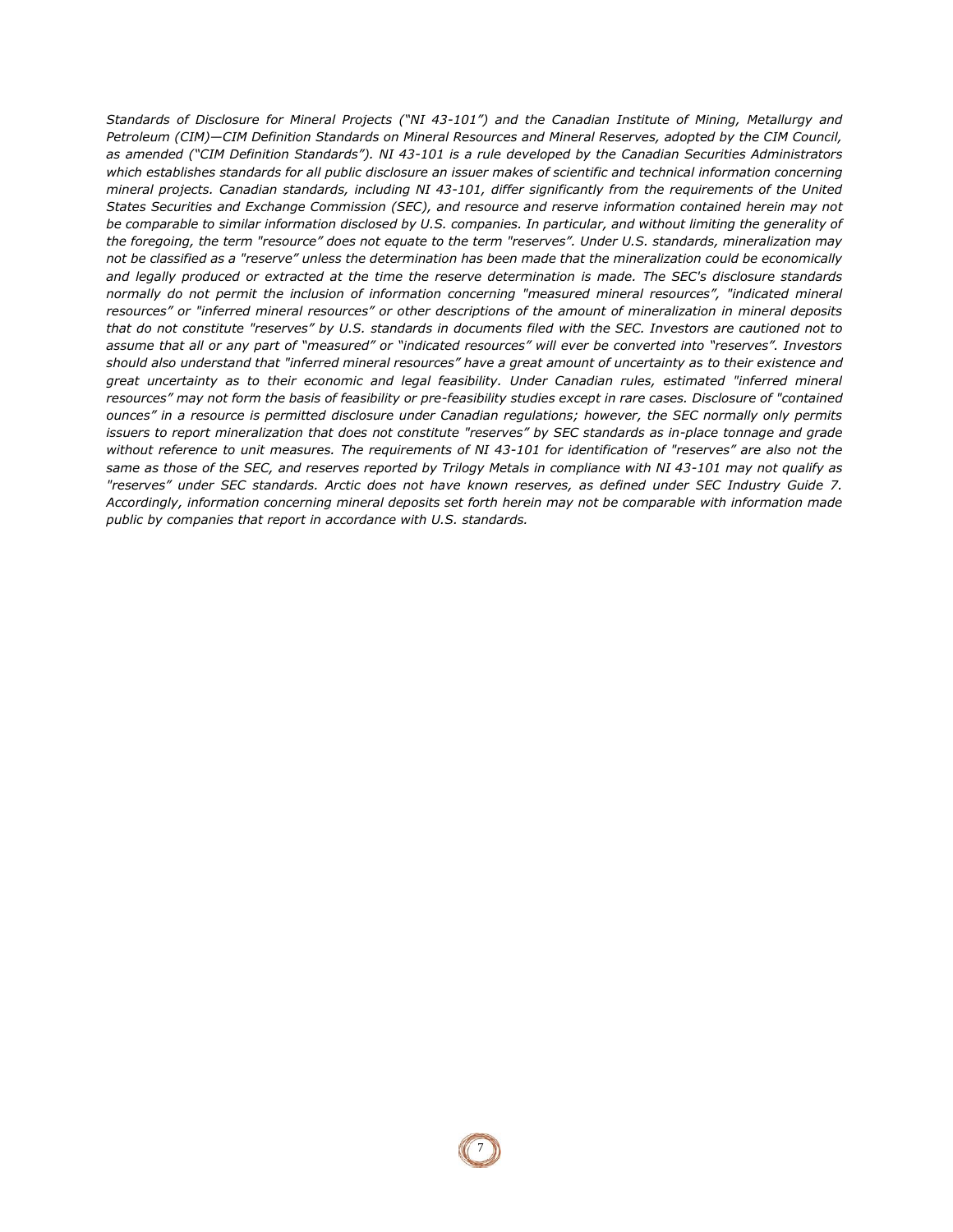*Standards of Disclosure for Mineral Projects ("NI 43-101") and the Canadian Institute of Mining, Metallurgy and Petroleum (CIM)—CIM Definition Standards on Mineral Resources and Mineral Reserves, adopted by the CIM Council, as amended ("CIM Definition Standards"). NI 43-101 is a rule developed by the Canadian Securities Administrators which establishes standards for all public disclosure an issuer makes of scientific and technical information concerning mineral projects. Canadian standards, including NI 43-101, differ significantly from the requirements of the United States Securities and Exchange Commission (SEC), and resource and reserve information contained herein may not be comparable to similar information disclosed by U.S. companies. In particular, and without limiting the generality of the foregoing, the term "resource" does not equate to the term "reserves". Under U.S. standards, mineralization may not be classified as a "reserve" unless the determination has been made that the mineralization could be economically and legally produced or extracted at the time the reserve determination is made. The SEC's disclosure standards normally do not permit the inclusion of information concerning "measured mineral resources", "indicated mineral resources" or "inferred mineral resources" or other descriptions of the amount of mineralization in mineral deposits that do not constitute "reserves" by U.S. standards in documents filed with the SEC. Investors are cautioned not to assume that all or any part of "measured" or "indicated resources" will ever be converted into "reserves". Investors should also understand that "inferred mineral resources" have a great amount of uncertainty as to their existence and great uncertainty as to their economic and legal feasibility. Under Canadian rules, estimated "inferred mineral resources" may not form the basis of feasibility or pre-feasibility studies except in rare cases. Disclosure of "contained ounces" in a resource is permitted disclosure under Canadian regulations; however, the SEC normally only permits issuers to report mineralization that does not constitute "reserves" by SEC standards as in-place tonnage and grade without reference to unit measures. The requirements of NI 43-101 for identification of "reserves" are also not the same as those of the SEC, and reserves reported by Trilogy Metals in compliance with NI 43-101 may not qualify as "reserves" under SEC standards. Arctic does not have known reserves, as defined under SEC Industry Guide 7. Accordingly, information concerning mineral deposits set forth herein may not be comparable with information made public by companies that report in accordance with U.S. standards.*